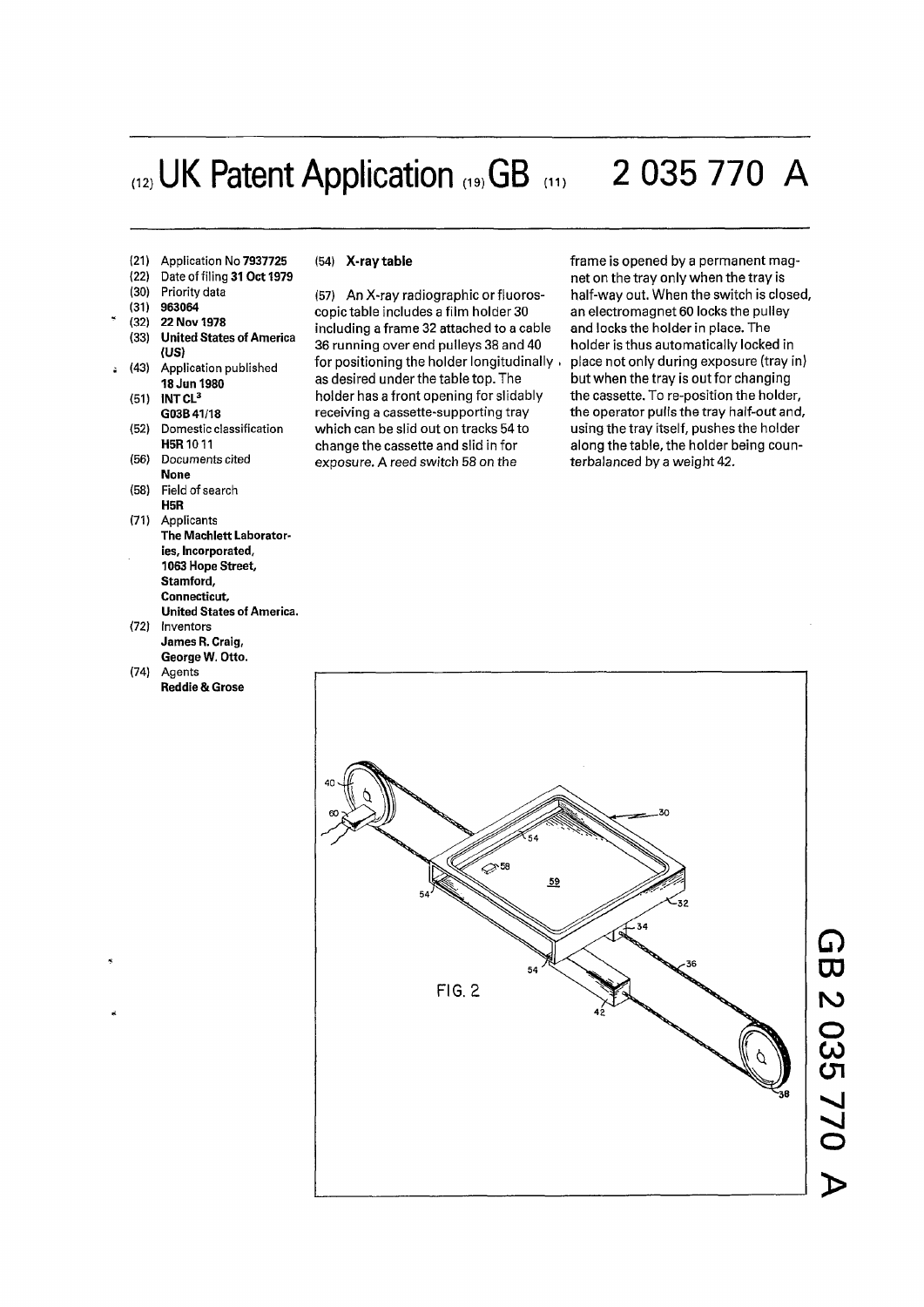# (12) UK Patent Application (19) GB (11) 2 035 770 A

(21) Application No **7937725**
(22) Date of filing **31 Oct 1979**
(30) Priority data
(31) **963064**
(32) **22 Nov 1978**
(33) **United States of America (US)**
(43) Application published **18 Jun 1980**
(51) **INT CL³ G03B 41/18**
(52) Domestic classification **H5R 10 11**
(56) Documents cited **None**
(58) Field of search **H5R**
(71) Applicants **The Machlett Laboratories, Incorporated, 1063 Hope Street, Stamford, Connecticut, United States of America.**
(72) Inventors **James R. Craig, George W. Otto.**
(74) Agents **Reddie & Grose**

(54) **X-ray table**

(57) An X-ray radiographic or fluoroscopic table includes a film holder 30 including a frame 32 attached to a cable 36 running over end pulleys 38 and 40 for positioning the holder longitudinally as desired under the table top. The holder has a front opening for slidably receiving a cassette-supporting tray which can be slid out on tracks 54 to change the cassette and slid in for exposure. A reed switch 58 on the frame is opened by a permanent magnet on the tray only when the tray is half-way out. When the switch is closed, an electromagnet 60 locks the pulley and locks the holder in place. The holder is thus automatically locked in place not only during exposure (tray in) but when the tray is out for changing the cassette. To re-position the holder, the operator pulls the tray half-out and, using the tray itself, pushes the holder along the table, the holder being counterbalanced by a weight 42.

FIG. 2

GB 2 035 770 A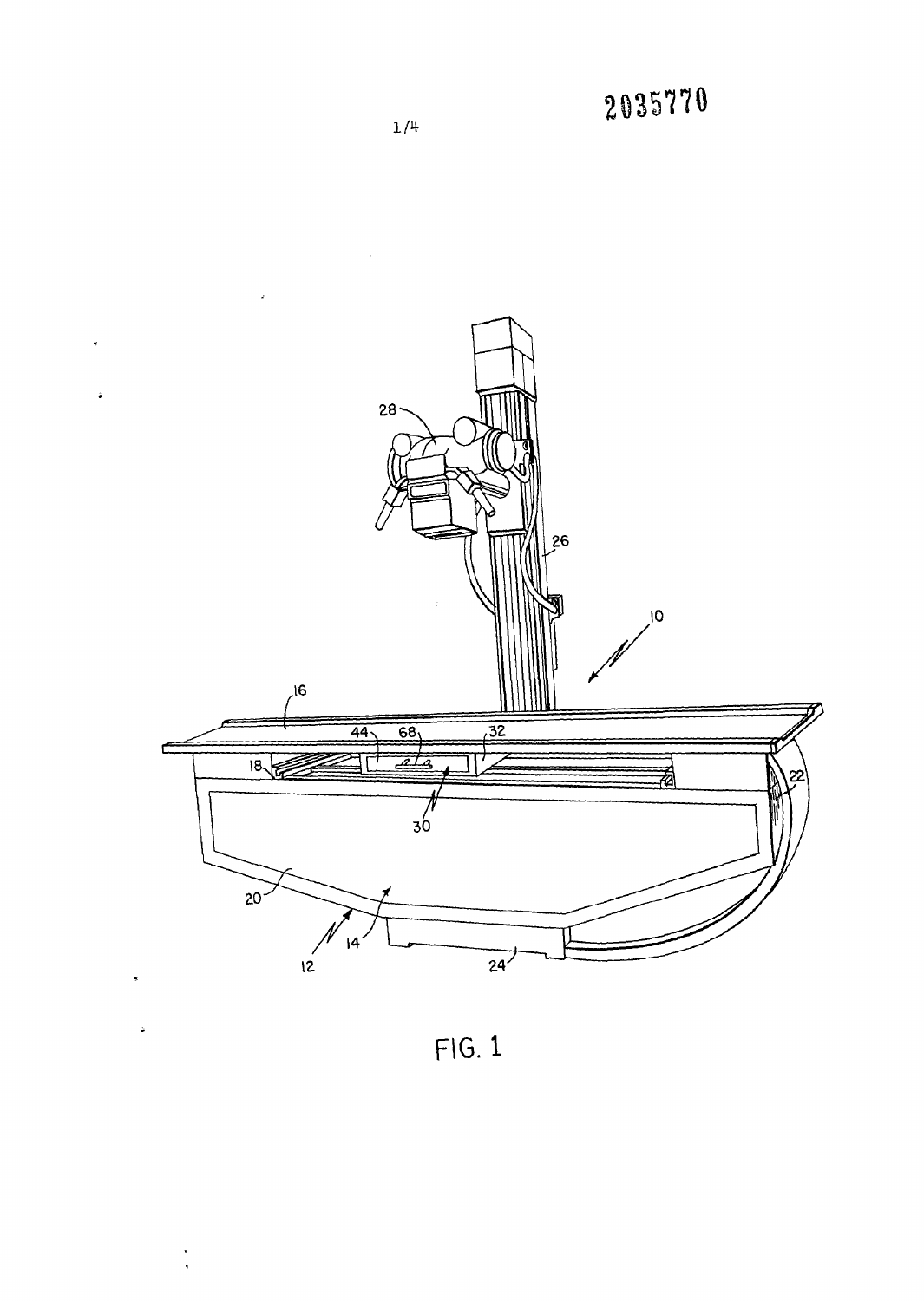2035770

FIG. 1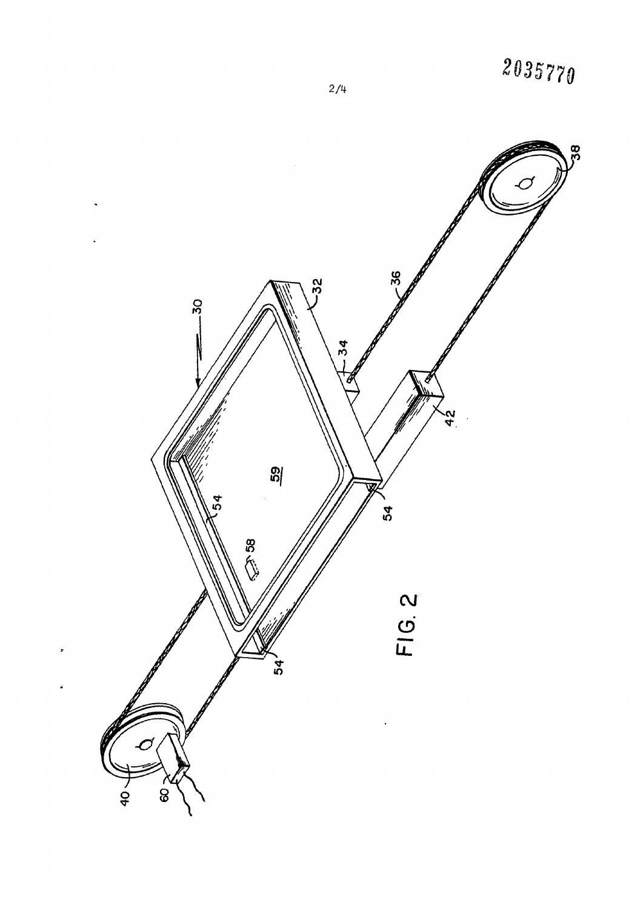FIG. 2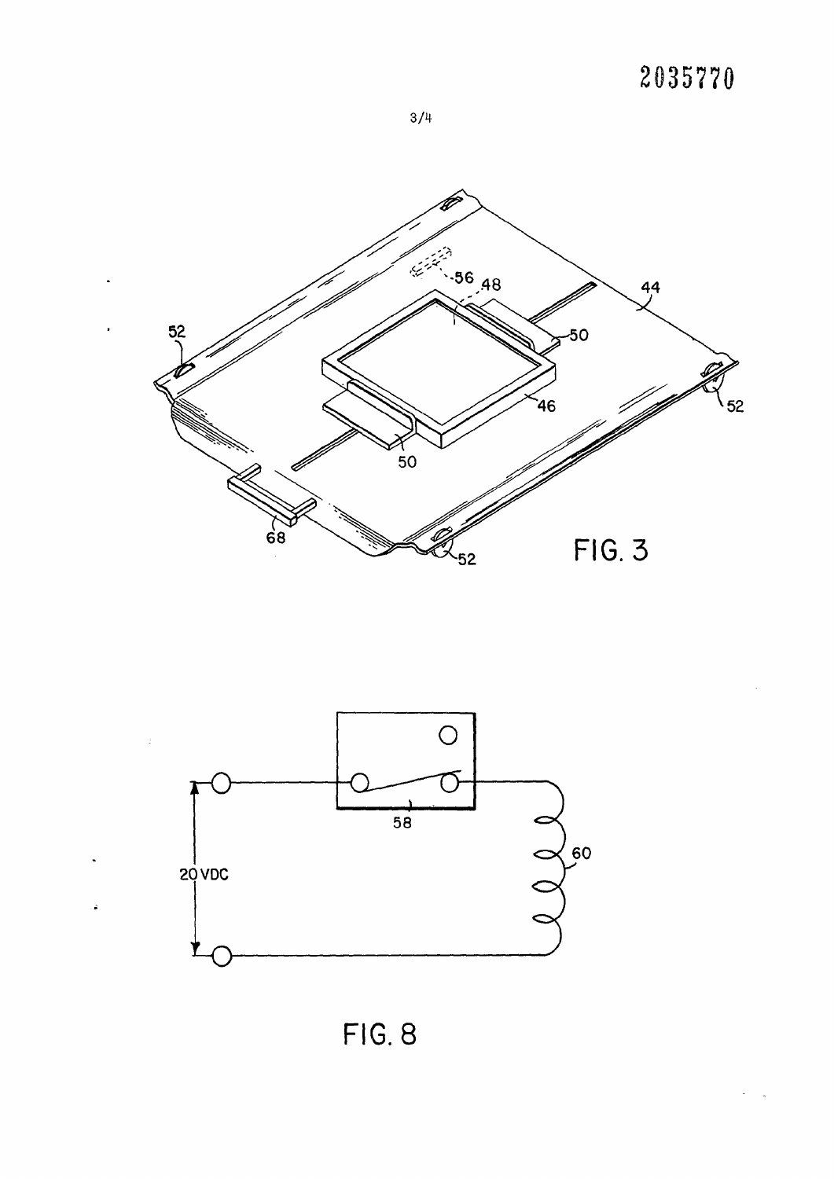FIG. 3

FIG. 8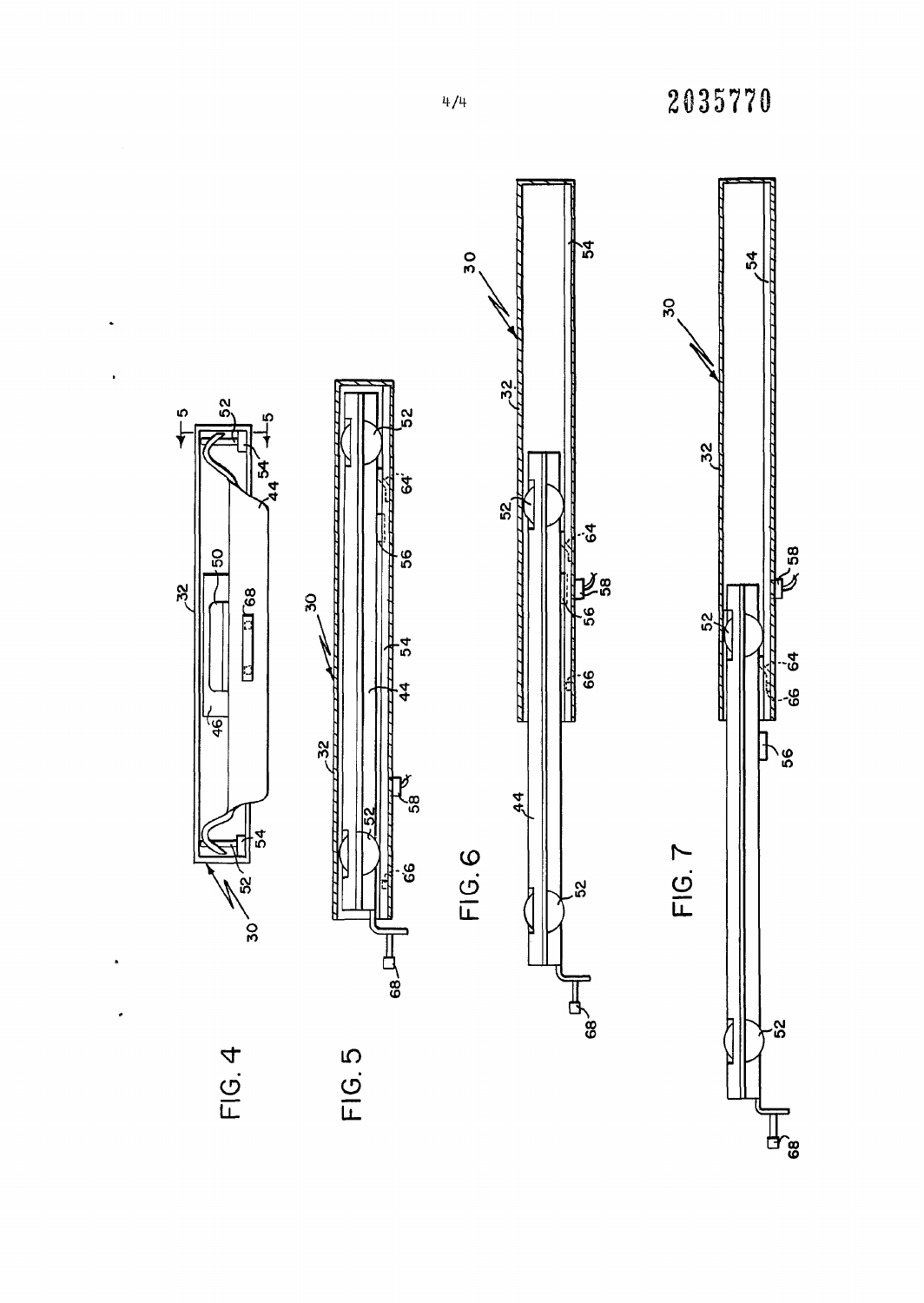FIG. 4

FIG. 5

FIG. 6

FIG. 7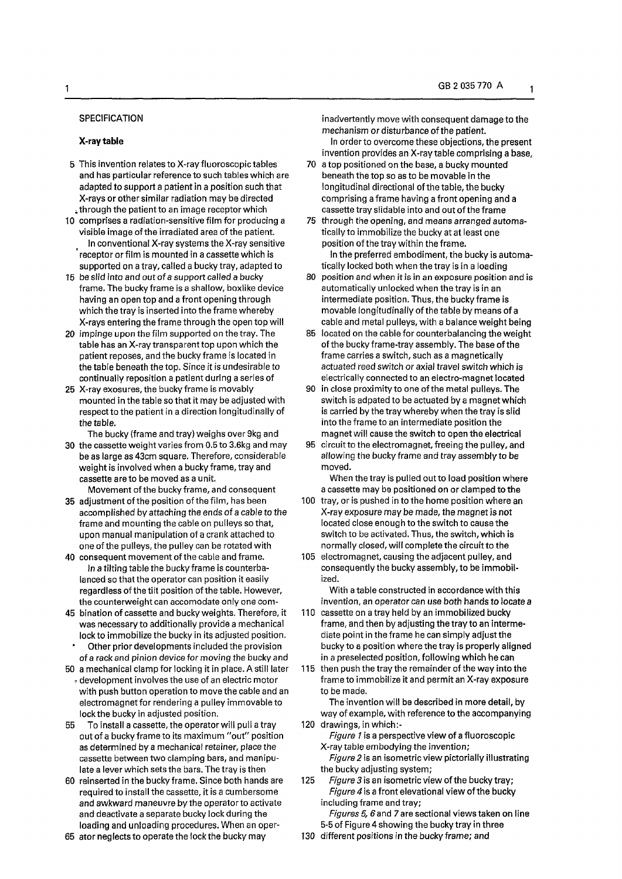SPECIFICATION

## X-ray table

This invention relates to X-ray fluoroscopic tables and has particular reference to such tables which are adapted to support a patient in a position such that X-rays or other similar radiation may be directed through the patient to an image receptor which comprises a radiation-sensitive film for producing a visible image of the irradiated area of the patient.

In conventional X-ray systems the X-ray sensitive receptor or film is mounted in a cassette which is supported on a tray, called a bucky tray, adapted to be slid into and out of a support called a bucky frame. The bucky frame is a shallow, boxlike device having an open top and a front opening through which the tray is inserted into the frame whereby X-rays entering the frame through the open top will impinge upon the film supported on the tray. The table has an X-ray transparent top upon which the patient reposes, and the bucky frame is located in the table beneath the top. Since it is undesirable to continually reposition a patient during a series of X-ray exosures, the bucky frame is movably mounted in the table so that it may be adjusted with respect to the patient in a direction longitudinally of the table.

The bucky (frame and tray) weighs over 9kg and the cassette weight varies from 0.5 to 3.6kg and may be as large as 43cm square. Therefore, considerable weight is involved when a bucky frame, tray and cassette are to be moved as a unit.

Movement of the bucky frame, and consequent adjustment of the position of the film, has been accomplished by attaching the ends of a cable to the frame and mounting the cable on pulleys so that, upon manual manipulation of a crank attached to one of the pulleys, the pulley can be rotated with consequent movement of the cable and frame.

In a tilting table the bucky frame is counterbalanced so that the operator can position it easily regardless of the tilt position of the table. However, the counterweight can accomodate only one combination of cassette and bucky weights. Therefore, it was necessary to additionally provide a mechanical lock to immobilize the bucky in its adjusted position.

Other prior developments included the provision of a rack and pinion device for moving the bucky and a mechanical clamp for locking it in place. A still later development involves the use of an electric motor with push button operation to move the cable and an electromagnet for rendering a pulley immovable to lock the bucky in adjusted position.

To install a cassette, the operator will pull a tray out of a bucky frame to its maximum "out" position as determined by a mechanical retainer, place the cassette between two clamping bars, and manipulate a lever which sets the bars. The tray is then reinserted in the bucky frame. Since both hands are required to install the cassette, it is a cumbersome and awkward maneuvre by the operator to activate and deactivate a separate bucky lock during the loading and unloading procedures. When an operator neglects to operate the lock the bucky may inadvertently move with consequent damage to the mechanism or disturbance of the patient.

In order to overcome these objections, the present invention provides an X-ray table comprising a base, a top positioned on the base, a bucky mounted beneath the top so as to be movable in the longitudinal directional of the table, the bucky comprising a frame having a front opening and a cassette tray slidable into and out of the frame through the opening, and means arranged automatically to immobilize the bucky at at least one position of the tray within the frame.

In the preferred embodiment, the bucky is automatically locked both when the tray is in a loading position and when it is in an exposure position and is automatically unlocked when the tray is in an intermediate position. Thus, the bucky frame is movable longitudinally of the table by means of a cable and metal pulleys, with a balance weight being located on the cable for counterbalancing the weight of the bucky frame-tray assembly. The base of the frame carries a switch, such as a magnetically actuated reed switch or axial travel switch which is electrically connected to an electro-magnet located in close proximity to one of the metal pulleys. The switch is adpated to be actuated by a magnet which is carried by the tray whereby when the tray is slid into the frame to an intermediate position the magnet will cause the switch to open the electrical circuit to the electromagnet, freeing the pulley, and allowing the bucky frame and tray assembly to be moved.

When the tray is pulled out to load position where a cassette may be positioned on or clamped to the tray, or is pushed in to the home position where an X-ray exposure may be made, the magnet is not located close enough to the switch to cause the switch to be activated. Thus, the switch, which is normally closed, will complete the circuit to the electromagnet, causing the adjacent pulley, and consequently the bucky assembly, to be immobilized.

With a table constructed in accordance with this invention, an operator can use both hands to locate a cassette on a tray held by an immobilized bucky frame, and then by adjusting the tray to an intermediate point in the frame he can simply adjust the bucky to a position where the tray is properly aligned in a preselected position, following which he can then push the tray the remainder of the way into the frame to immobilize it and permit an X-ray exposure to be made.

The invention will be described in more detail, by way of example, with reference to the accompanying drawings, in which:-

*Figure 1* is a perspective view of a fluoroscopic X-ray table embodying the invention;

*Figure 2* is an isometric view pictorially illustrating the bucky adjusting system;

*Figure 3* is an isometric view of the bucky tray;

*Figure 4* is a front elevational view of the bucky including frame and tray;

*Figures 5, 6* and *7* are sectional views taken on line 5-5 of Figure 4 showing the bucky tray in three different positions in the bucky frame; and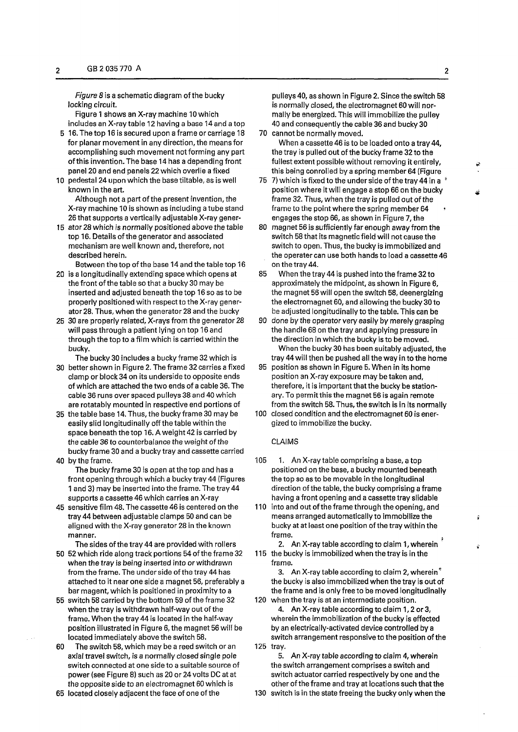*Figure 8* is a schematic diagram of the bucky locking circuit.

Figure 1 shows an X-ray machine 10 which includes an X-ray table 12 having a base 14 and a top 16. The top 16 is secured upon a frame or carriage 18 for planar movement in any direction, the means for accomplishing such movement not forming any part of this invention. The base 14 has a depending front panel 20 and end panels 22 which overlie a fixed pedestal 24 upon which the base tiltable, as is well known in the art.

Although not a part of the present invention, the X-ray machine 10 is shown as including a tube stand 26 that supports a vertically adjustable X-ray generator 28 which is normally positioned above the table top 16. Details of the generator and associated mechanism are well known and, therefore, not described herein.

Between the top of the base 14 and the table top 16 is a longitudinally extending space which opens at the front of the table so that a bucky 30 may be inserted and adjusted beneath the top 16 so as to be properly positioned with respect to the X-ray generator 28. Thus, when the generator 28 and the bucky 30 are properly related, X-rays from the generator 28 will pass through a patient lying on top 16 and through the top to a film which is carried within the bucky.

The bucky 30 includes a bucky frame 32 which is better shown in Figure 2. The frame 32 carries a fixed clamp or block 34 on its underside to opposite ends of which are attached the two ends of a cable 36. The cable 36 runs over spaced pulleys 38 and 40 which are rotatably mounted in respective end portions of the table base 14. Thus, the bucky frame 30 may be easily slid longitudinally off the table within the space beneath the top 16. A weight 42 is carried by the cable 36 to counterbalance the weight of the bucky frame 30 and a bucky tray and cassette carried by the frame.

The bucky frame 30 is open at the top and has a front opening through which a bucky tray 44 (Figures 1 and 3) may be inserted into the frame. The tray 44 supports a cassette 46 which carries an X-ray sensitive film 48. The cassette 46 is centered on the tray 44 between adjustable clamps 50 and can be aligned with the X-ray generator 28 in the known manner.

The sides of the tray 44 are provided with rollers 52 which ride along track portions 54 of the frame 32 when the tray is being inserted into or withdrawn from the frame. The under side of the tray 44 has attached to it near one side a magnet 56, preferably a bar magent, which is positioned in proximity to a switch 58 carried by the bottom 59 of the frame 32 when the tray is withdrawn half-way out of the frame. When the tray 44 is located in the half-way position illustrated in Figure 6, the magnet 56 will be located immediately above the switch 58.

The switch 58, which may be a reed switch or an axial travel switch, is a normally closed single pole switch connected at one side to a suitable source of power (see Figure 8) such as 20 or 24 volts DC at at the opposite side to an electromagnet 60 which is located closely adjacent the face of one of the pulleys 40, as shown in Figure 2. Since the switch 58 is normally closed, the electromagnet 60 will normally be energized. This will immobilize the pulley 40 and consequently the cable 36 and bucky 30 cannot be normally moved.

When a cassette 46 is to be loaded onto a tray 44, the tray is pulled out of the bucky frame 32 to the fullest extent possible without removing it entirely, this being conrolled by a spring member 64 (Figure 7) which is fixed to the under side of the tray 44 in a position where it will engage a stop 66 on the bucky frame 32. Thus, when the tray is pulled out of the frame to the point where the spring member 64 engages the stop 66, as shown in Figure 7, the magnet 56 is sufficiently far enough away from the switch 58 that its magnetic field will not cause the switch to open. Thus, the bucky is immobilized and the operater can use both hands to load a cassette 46 on the tray 44.

When the tray 44 is pushed into the frame 32 to approximately the midpoint, as shown in Figure 6, the magnet 56 will open the switch 58, deenergizing the electromagnet 60, and allowing the bucky 30 to be adjusted longitudinally to the table. This can be done by the operator very easily by merely grasping the handle 68 on the tray and applying pressure in the direction in which the bucky is to be moved.

When the bucky 30 has been suitably adjusted, the tray 44 will then be pushed all the way in to the home position as shown in Figure 5. When in its home position an X-ray exposure may be taken and, therefore, it is important that the bucky be stationary. To permit this the magnet 56 is again remote from the switch 58. Thus, the switch is in its normally closed condition and the electromagnet 60 is energized to immobilize the bucky.

## CLAIMS

1. An X-ray table comprising a base, a top positioned on the base, a bucky mounted beneath the top so as to be movable in the longitudinal direction of the table, the bucky comprising a frame having a front opening and a cassette tray slidable into and out of the frame through the opening, and means arranged automatically to immobilize the bucky at at least one position of the tray within the frame.

2. An X-ray table according to claim 1, wherein the bucky is immobilized when the tray is in the frame.

3. An X-ray table according to claim 2, wherein the bucky is also immobilized when the tray is out of the frame and is only free to be moved longitudinally when the tray is at an intermediate position.

4. An X-ray table according to claim 1, 2 or 3, wherein the immobilization of the bucky is effected by an electrically-activated device controlled by a switch arrangement responsive to the position of the tray.

5. An X-ray table according to claim 4, wherein the switch arrangement comprises a switch and switch actuator carried respectively by one and the other of the frame and tray at locations such that the switch is in the state freeing the bucky only when the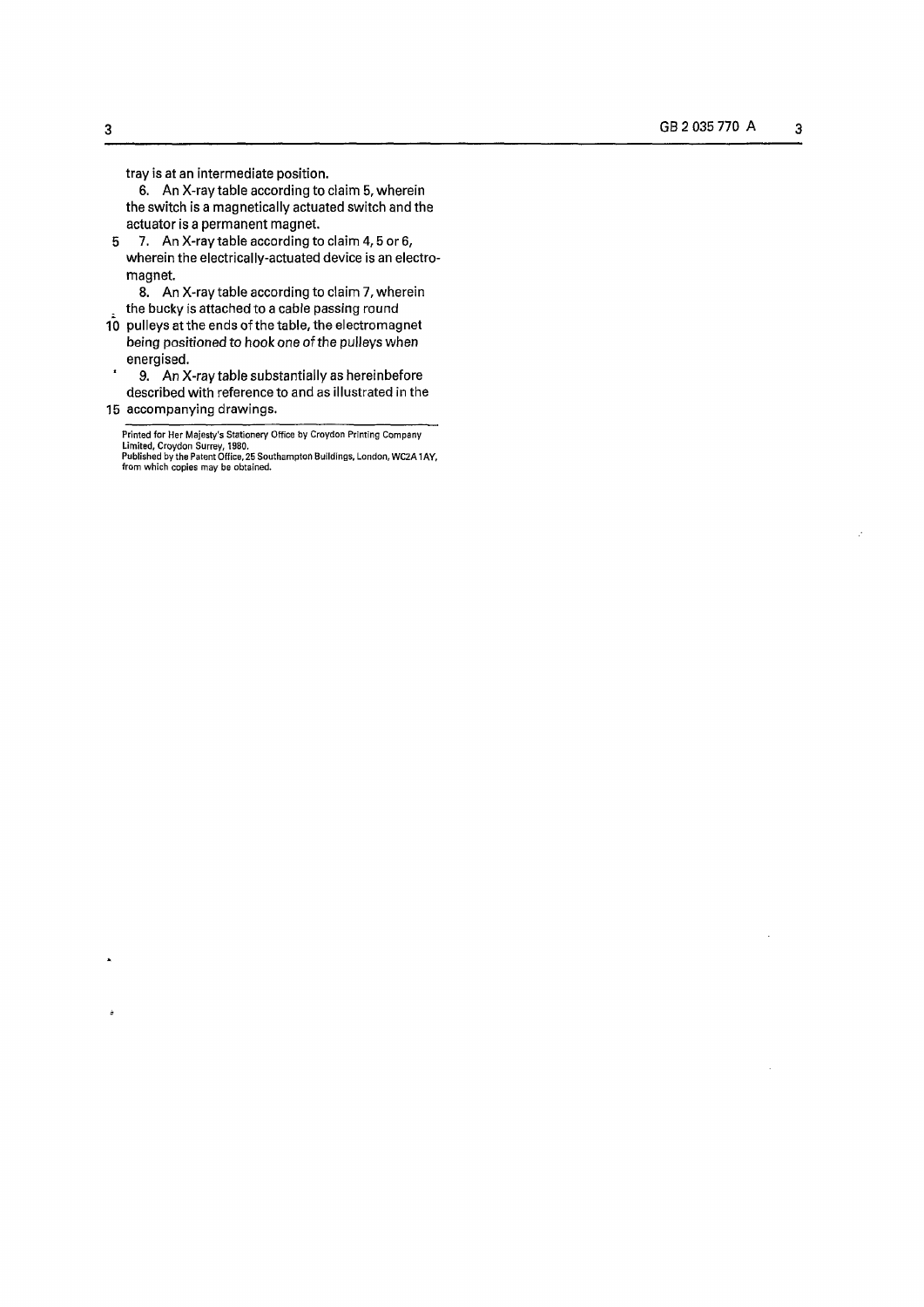tray is at an intermediate position.

6. An X-ray table according to claim 5, wherein the switch is a magnetically actuated switch and the actuator is a permanent magnet.

7. An X-ray table according to claim 4, 5 or 6, wherein the electrically-actuated device is an electromagnet.

8. An X-ray table according to claim 7, wherein the bucky is attached to a cable passing round pulleys at the ends of the table, the electromagnet being positioned to hook one of the pulleys when energised.

9. An X-ray table substantially as hereinbefore described with reference to and as illustrated in the accompanying drawings.

---

Printed for Her Majesty's Stationery Office by Croydon Printing Company Limited, Croydon Surrey, 1980.
Published by the Patent Office, 25 Southampton Buildings, London, WC2A 1AY, from which copies may be obtained.